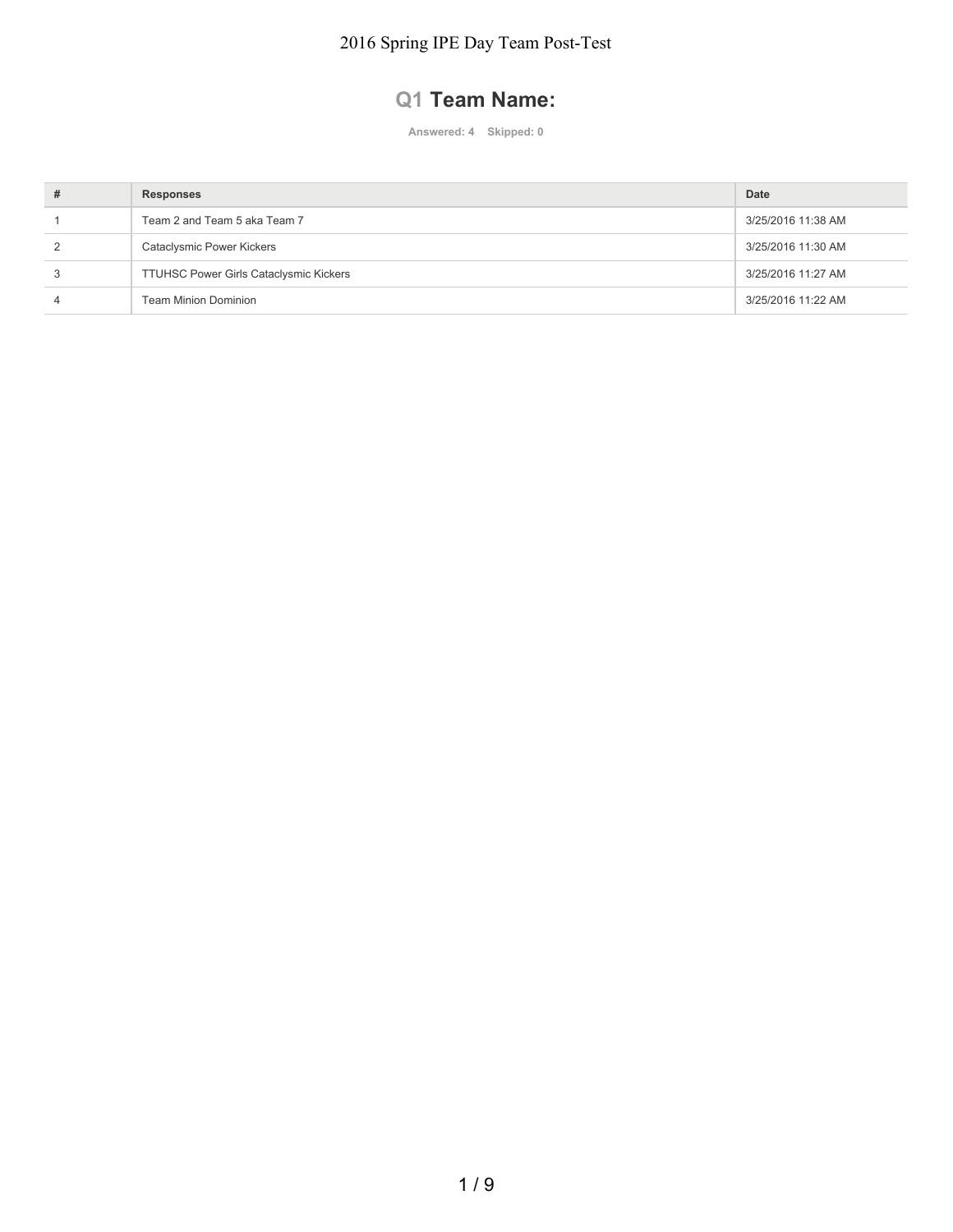# 2016 Spring IPE Day Team Post-Test

## Q1 Team Name:

Answered: 4 Skipped: 0

| # | Responses | Date |
| --- | --- | --- |
| 1 | Team 2 and Team 5 aka Team 7 | 3/25/2016 11:38 AM |
| 2 | Cataclysmic Power Kickers | 3/25/2016 11:30 AM |
| 3 | TTUHSC Power Girls Cataclysmic Kickers | 3/25/2016 11:27 AM |
| 4 | Team Minion Dominion | 3/25/2016 11:22 AM |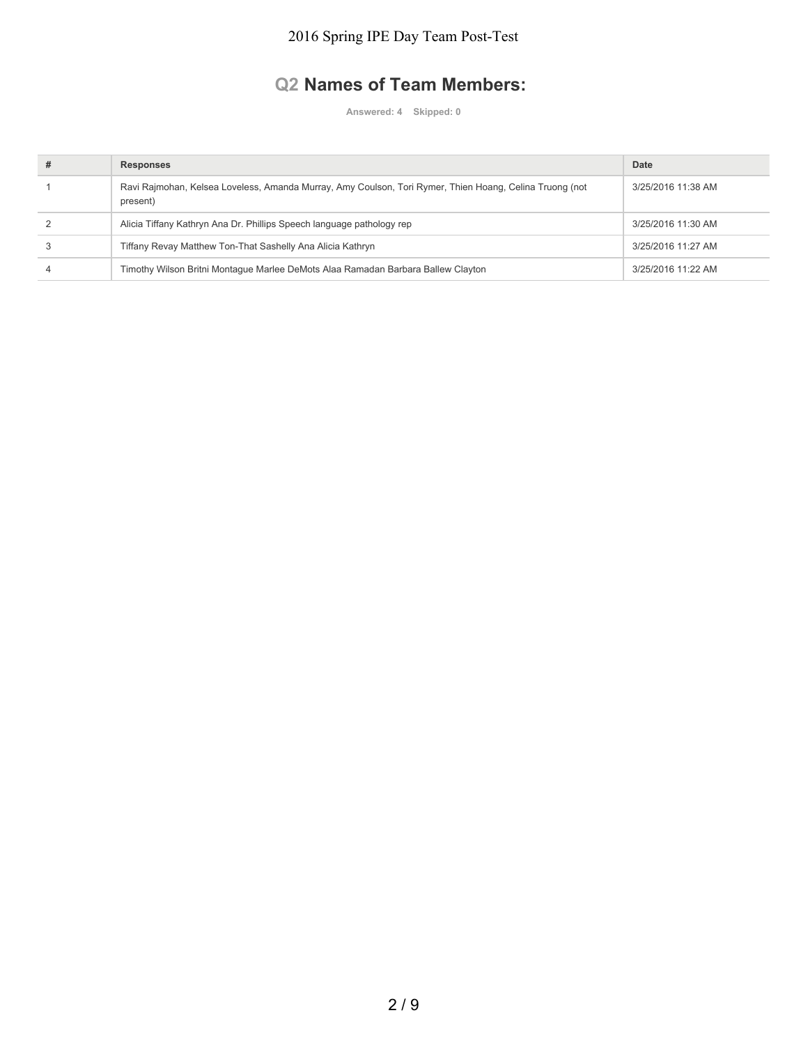## Q2 Names of Team Members:

Answered: 4 Skipped: 0

| # | Responses | Date |
|---|---|---|
| 1 | Ravi Rajmohan, Kelsea Loveless, Amanda Murray, Amy Coulson, Tori Rymer, Thien Hoang, Celina Truong (not present) | 3/25/2016 11:38 AM |
| 2 | Alicia Tiffany Kathryn Ana Dr. Phillips Speech language pathology rep | 3/25/2016 11:30 AM |
| 3 | Tiffany Revay Matthew Ton-That Sashelly Ana Alicia Kathryn | 3/25/2016 11:27 AM |
| 4 | Timothy Wilson Britni Montague Marlee DeMots Alaa Ramadan Barbara Ballew Clayton | 3/25/2016 11:22 AM |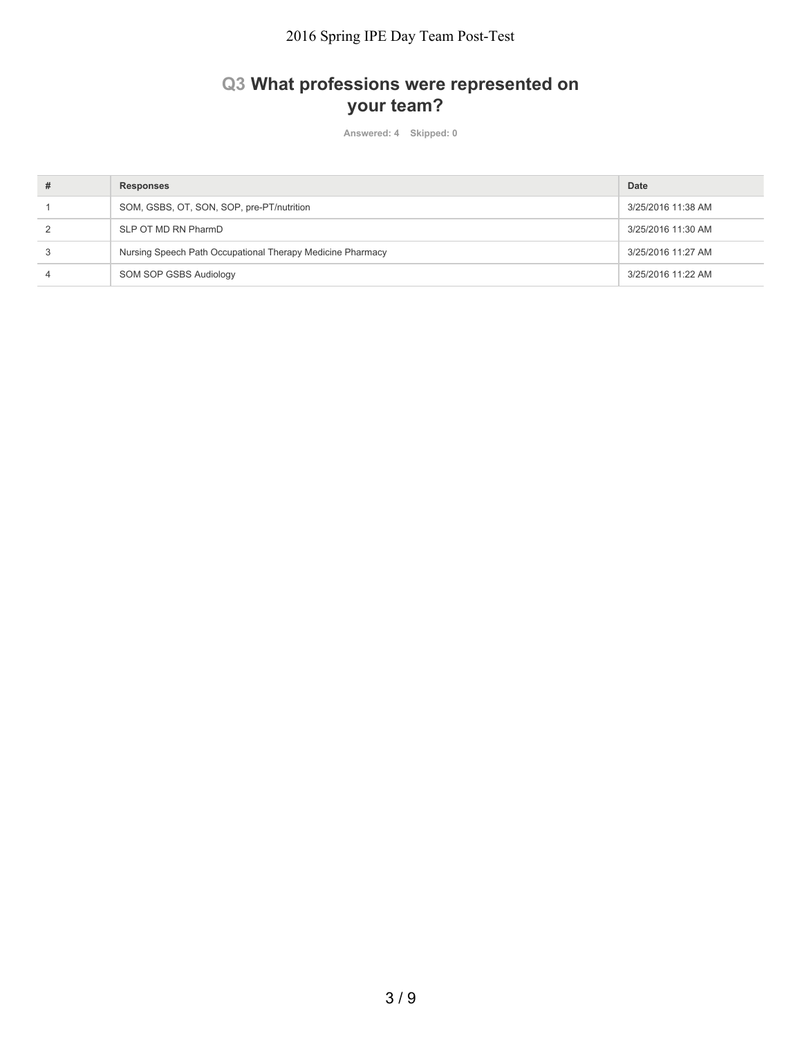## Q3 What professions were represented on your team?

Answered: 4 Skipped: 0

| # | Responses | Date |
| --- | --- | --- |
| 1 | SOM, GSBS, OT, SON, SOP, pre-PT/nutrition | 3/25/2016 11:38 AM |
| 2 | SLP OT MD RN PharmD | 3/25/2016 11:30 AM |
| 3 | Nursing Speech Path Occupational Therapy Medicine Pharmacy | 3/25/2016 11:27 AM |
| 4 | SOM SOP GSBS Audiology | 3/25/2016 11:22 AM |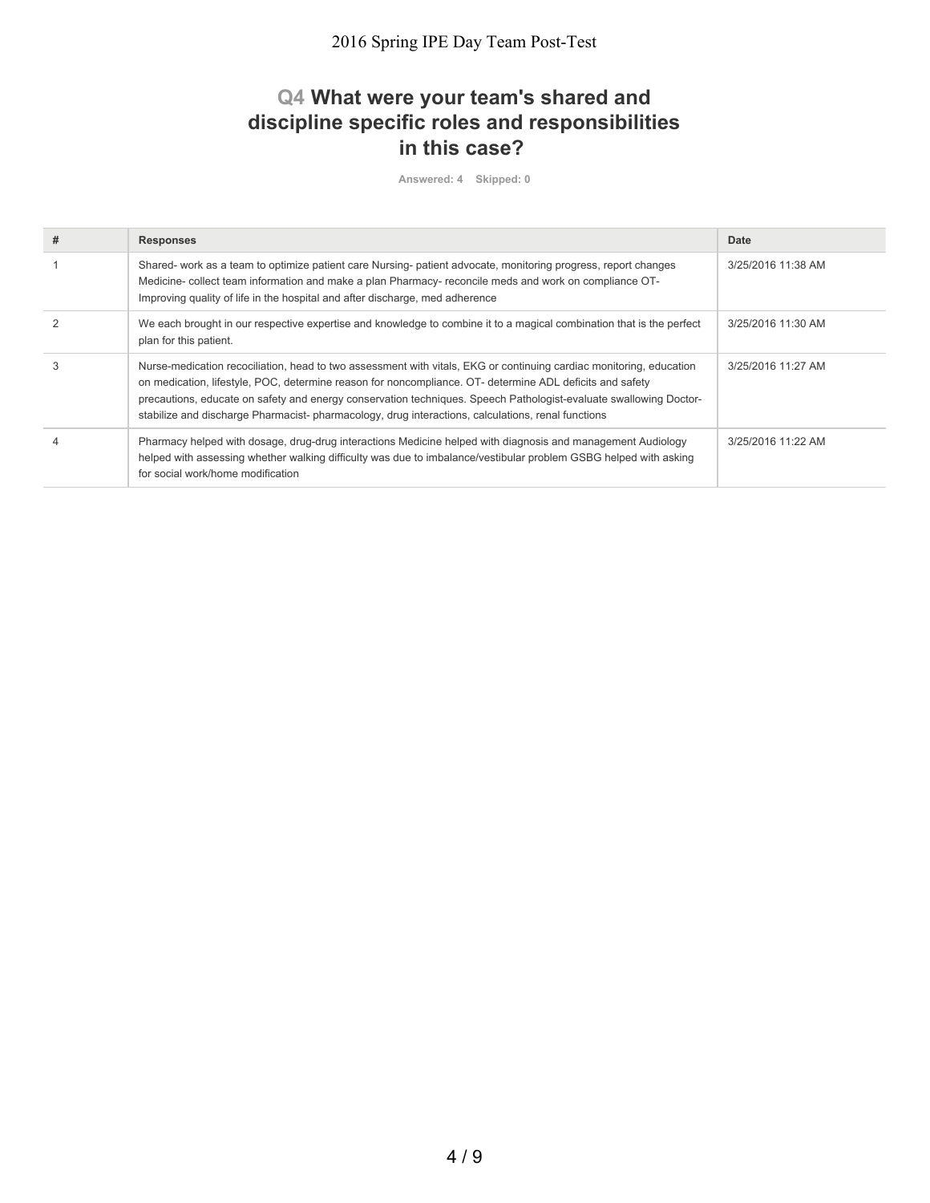## Q4 What were your team's shared and discipline specific roles and responsibilities in this case?

Answered: 4 Skipped: 0

| # | Responses | Date |
|---|---|---|
| 1 | Shared- work as a team to optimize patient care Nursing- patient advocate, monitoring progress, report changes Medicine- collect team information and make a plan Pharmacy- reconcile meds and work on compliance OT- Improving quality of life in the hospital and after discharge, med adherence | 3/25/2016 11:38 AM |
| 2 | We each brought in our respective expertise and knowledge to combine it to a magical combination that is the perfect plan for this patient. | 3/25/2016 11:30 AM |
| 3 | Nurse-medication recociliation, head to two assessment with vitals, EKG or continuing cardiac monitoring, education on medication, lifestyle, POC, determine reason for noncompliance. OT- determine ADL deficits and safety precautions, educate on safety and energy conservation techniques. Speech Pathologist-evaluate swallowing Doctor-stabilize and discharge Pharmacist- pharmacology, drug interactions, calculations, renal functions | 3/25/2016 11:27 AM |
| 4 | Pharmacy helped with dosage, drug-drug interactions Medicine helped with diagnosis and management Audiology helped with assessing whether walking difficulty was due to imbalance/vestibular problem GSBG helped with asking for social work/home modification | 3/25/2016 11:22 AM |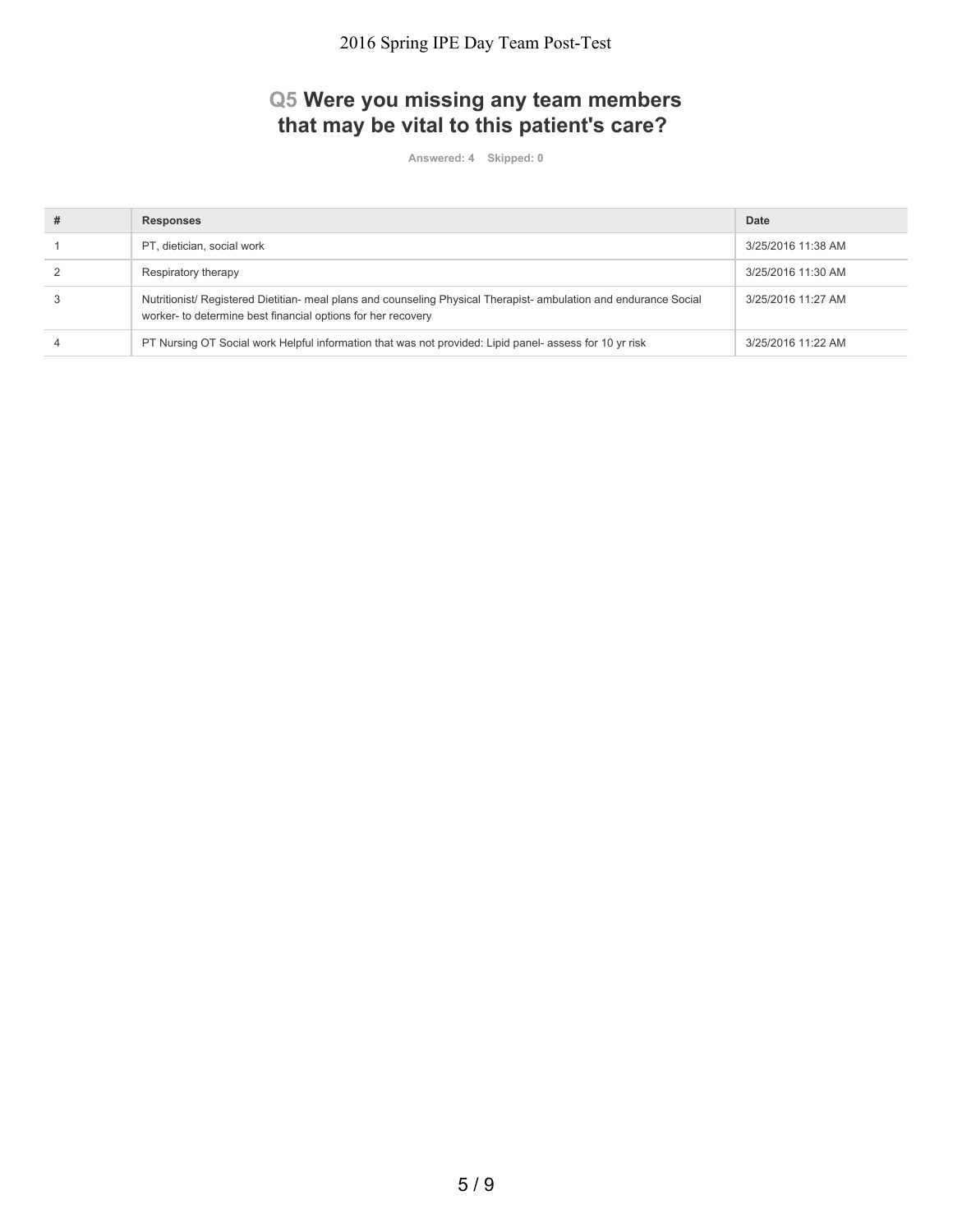## Q5 Were you missing any team members that may be vital to this patient's care?

Answered: 4 Skipped: 0

| # | Responses | Date |
| --- | --- | --- |
| 1 | PT, dietician, social work | 3/25/2016 11:38 AM |
| 2 | Respiratory therapy | 3/25/2016 11:30 AM |
| 3 | Nutritionist/ Registered Dietitian- meal plans and counseling Physical Therapist- ambulation and endurance Social worker- to determine best financial options for her recovery | 3/25/2016 11:27 AM |
| 4 | PT Nursing OT Social work Helpful information that was not provided: Lipid panel- assess for 10 yr risk | 3/25/2016 11:22 AM |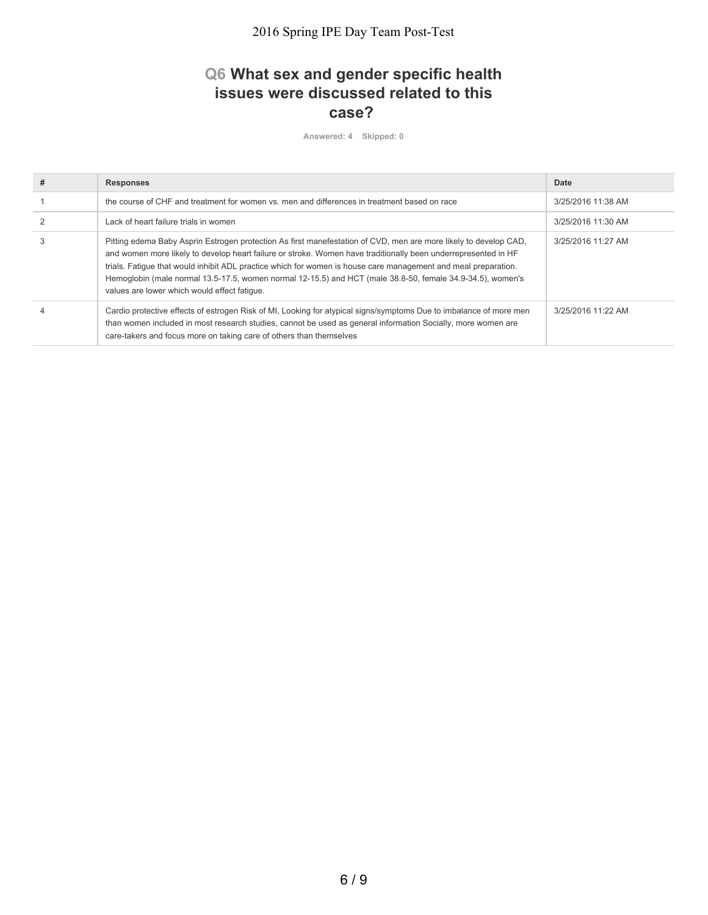## Q6 What sex and gender specific health issues were discussed related to this case?

Answered: 4 Skipped: 0

| # | Responses | Date |
|---|---|---|
| 1 | the course of CHF and treatment for women vs. men and differences in treatment based on race | 3/25/2016 11:38 AM |
| 2 | Lack of heart failure trials in women | 3/25/2016 11:30 AM |
| 3 | Pitting edema Baby Asprin Estrogen protection As first manefestation of CVD, men are more likely to develop CAD, and women more likely to develop heart failure or stroke. Women have traditionally been underrepresented in HF trials. Fatigue that would inhibit ADL practice which for women is house care management and meal preparation. Hemoglobin (male normal 13.5-17.5, women normal 12-15.5) and HCT (male 38.8-50, female 34.9-34.5), women's values are lower which would effect fatigue. | 3/25/2016 11:27 AM |
| 4 | Cardio protective effects of estrogen Risk of MI, Looking for atypical signs/symptoms Due to imbalance of more men than women included in most research studies, cannot be used as general information Socially, more women are care-takers and focus more on taking care of others than themselves | 3/25/2016 11:22 AM |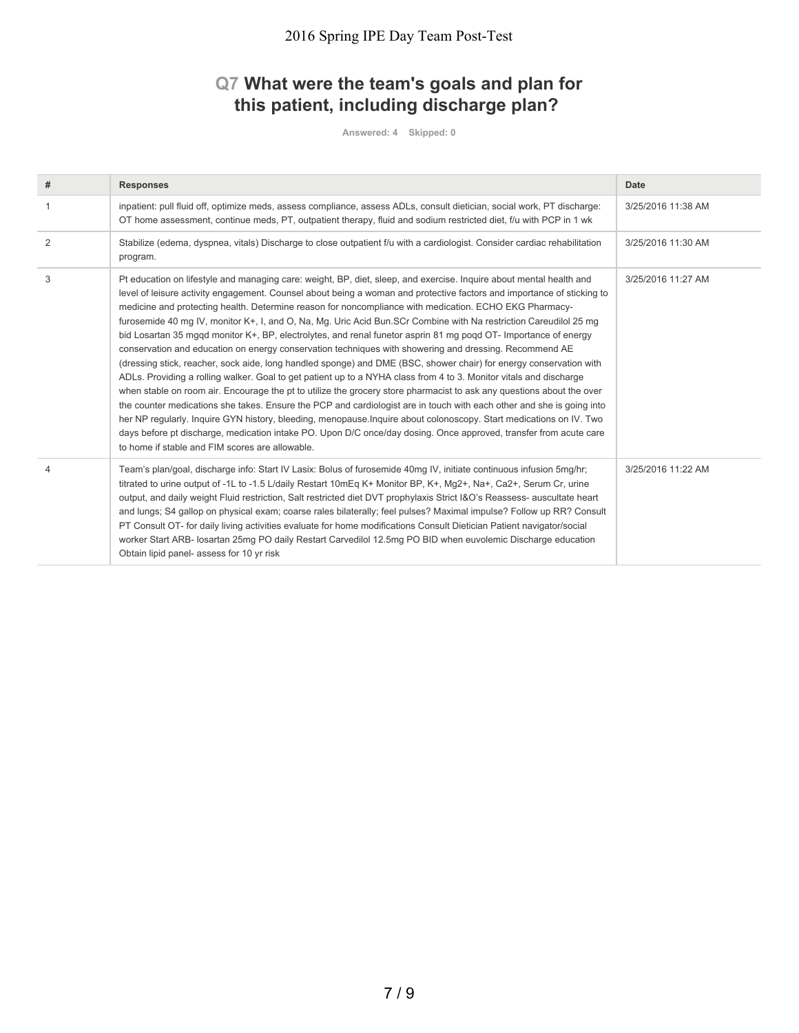## Q7 What were the team's goals and plan for this patient, including discharge plan?

Answered: 4 Skipped: 0

| # | Responses | Date |
|---|---|---|
| 1 | inpatient: pull fluid off, optimize meds, assess compliance, assess ADLs, consult dietician, social work, PT discharge: OT home assessment, continue meds, PT, outpatient therapy, fluid and sodium restricted diet, f/u with PCP in 1 wk | 3/25/2016 11:38 AM |
| 2 | Stabilize (edema, dyspnea, vitals) Discharge to close outpatient f/u with a cardiologist. Consider cardiac rehabilitation program. | 3/25/2016 11:30 AM |
| 3 | Pt education on lifestyle and managing care: weight, BP, diet, sleep, and exercise. Inquire about mental health and level of leisure activity engagement. Counsel about being a woman and protective factors and importance of sticking to medicine and protecting health. Determine reason for noncompliance with medication. ECHO EKG Pharmacy- furosemide 40 mg IV, monitor K+, I, and O, Na, Mg. Uric Acid Bun.SCr Combine with Na restriction Careudilol 25 mg bid Losartan 35 mgqd monitor K+, BP, electrolytes, and renal funetor asprin 81 mg poqd OT- Importance of energy conservation and education on energy conservation techniques with showering and dressing. Recommend AE (dressing stick, reacher, sock aide, long handled sponge) and DME (BSC, shower chair) for energy conservation with ADLs. Providing a rolling walker. Goal to get patient up to a NYHA class from 4 to 3. Monitor vitals and discharge when stable on room air. Encourage the pt to utilize the grocery store pharmacist to ask any questions about the over the counter medications she takes. Ensure the PCP and cardiologist are in touch with each other and she is going into her NP regularly. Inquire GYN history, bleeding, menopause.Inquire about colonoscopy. Start medications on IV. Two days before pt discharge, medication intake PO. Upon D/C once/day dosing. Once approved, transfer from acute care to home if stable and FIM scores are allowable. | 3/25/2016 11:27 AM |
| 4 | Team's plan/goal, discharge info: Start IV Lasix: Bolus of furosemide 40mg IV, initiate continuous infusion 5mg/hr; titrated to urine output of -1L to -1.5 L/daily Restart 10mEq K+ Monitor BP, K+, Mg2+, Na+, Ca2+, Serum Cr, urine output, and daily weight Fluid restriction, Salt restricted diet DVT prophylaxis Strict I&O's Reassess- auscultate heart and lungs; S4 gallop on physical exam; coarse rales bilaterally; feel pulses? Maximal impulse? Follow up RR? Consult PT Consult OT- for daily living activities evaluate for home modifications Consult Dietician Patient navigator/social worker Start ARB- losartan 25mg PO daily Restart Carvedilol 12.5mg PO BID when euvolemic Discharge education Obtain lipid panel- assess for 10 yr risk | 3/25/2016 11:22 AM |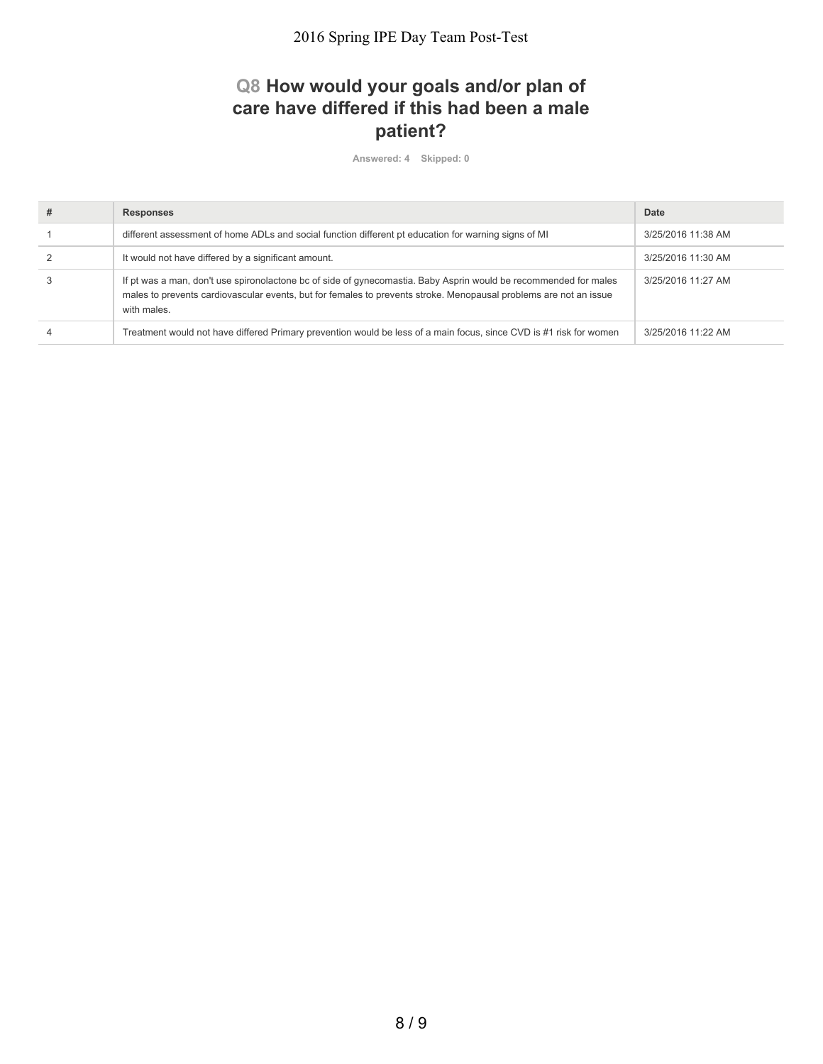## Q8 How would your goals and/or plan of care have differed if this had been a male patient?

Answered: 4 Skipped: 0

| # | Responses | Date |
| --- | --- | --- |
| 1 | different assessment of home ADLs and social function different pt education for warning signs of MI | 3/25/2016 11:38 AM |
| 2 | It would not have differed by a significant amount. | 3/25/2016 11:30 AM |
| 3 | If pt was a man, don't use spironolactone bc of side of gynecomastia. Baby Asprin would be recommended for males males to prevents cardiovascular events, but for females to prevents stroke. Menopausal problems are not an issue with males. | 3/25/2016 11:27 AM |
| 4 | Treatment would not have differed Primary prevention would be less of a main focus, since CVD is #1 risk for women | 3/25/2016 11:22 AM |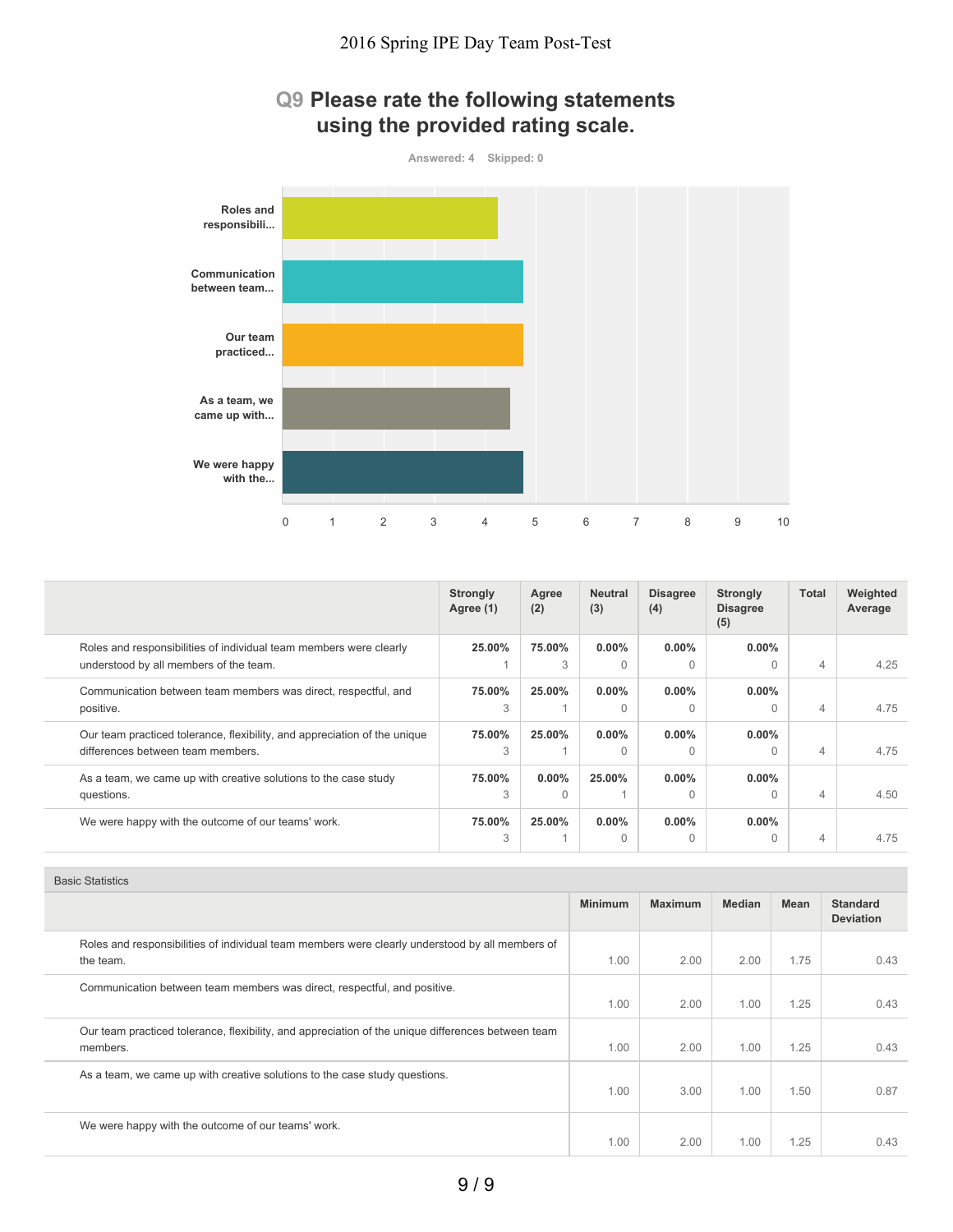## Q9 Please rate the following statements using the provided rating scale.

Answered: 4 Skipped: 0

Roles and responsibili...

Communication between team...

Our team practiced...

As a team, we came up with...

We were happy with the...

0 1 2 3 4 5 6 7 8 9 10

| | Strongly Agree (1) | Agree (2) | Neutral (3) | Disagree (4) | Strongly Disagree (5) | Total | Weighted Average |
|---|---|---|---|---|---|---|---|
| Roles and responsibilities of individual team members were clearly understood by all members of the team. | 25.00% 1 | 75.00% 3 | 0.00% 0 | 0.00% 0 | 0.00% 0 | 4 | 4.25 |
| Communication between team members was direct, respectful, and positive. | 75.00% 3 | 25.00% 1 | 0.00% 0 | 0.00% 0 | 0.00% 0 | 4 | 4.75 |
| Our team practiced tolerance, flexibility, and appreciation of the unique differences between team members. | 75.00% 3 | 25.00% 1 | 0.00% 0 | 0.00% 0 | 0.00% 0 | 4 | 4.75 |
| As a team, we came up with creative solutions to the case study questions. | 75.00% 3 | 0.00% 0 | 25.00% 1 | 0.00% 0 | 0.00% 0 | 4 | 4.50 |
| We were happy with the outcome of our teams' work. | 75.00% 3 | 25.00% 1 | 0.00% 0 | 0.00% 0 | 0.00% 0 | 4 | 4.75 |

Basic Statistics

| | Minimum | Maximum | Median | Mean | Standard Deviation |
|---|---|---|---|---|---|
| Roles and responsibilities of individual team members were clearly understood by all members of the team. | 1.00 | 2.00 | 2.00 | 1.75 | 0.43 |
| Communication between team members was direct, respectful, and positive. | 1.00 | 2.00 | 1.00 | 1.25 | 0.43 |
| Our team practiced tolerance, flexibility, and appreciation of the unique differences between team members. | 1.00 | 2.00 | 1.00 | 1.25 | 0.43 |
| As a team, we came up with creative solutions to the case study questions. | 1.00 | 3.00 | 1.00 | 1.50 | 0.87 |
| We were happy with the outcome of our teams' work. | 1.00 | 2.00 | 1.00 | 1.25 | 0.43 |